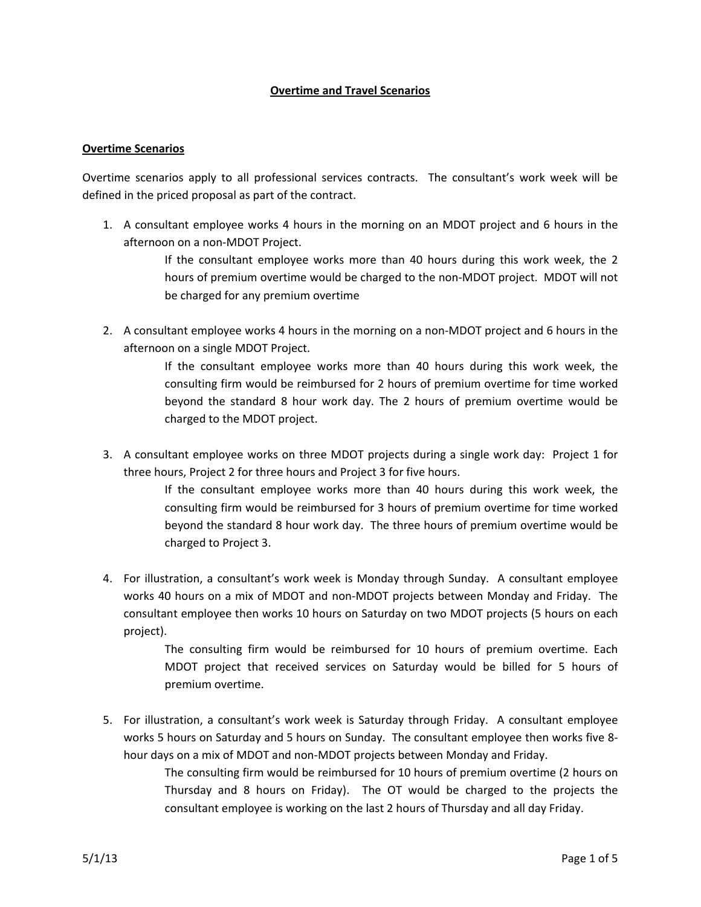# Overtime and Travel Scenarios

## Overtime Scenarios

Overtime scenarios apply to all professional services contracts. The consultant's work week will be defined in the priced proposal as part of the contract.

1. A consultant employee works 4 hours in the morning on an MDOT project and 6 hours in the afternoon on a non-MDOT Project.

   If the consultant employee works more than 40 hours during this work week, the 2 hours of premium overtime would be charged to the non-MDOT project. MDOT will not be charged for any premium overtime

2. A consultant employee works 4 hours in the morning on a non-MDOT project and 6 hours in the afternoon on a single MDOT Project.

   If the consultant employee works more than 40 hours during this work week, the consulting firm would be reimbursed for 2 hours of premium overtime for time worked beyond the standard 8 hour work day. The 2 hours of premium overtime would be charged to the MDOT project.

3. A consultant employee works on three MDOT projects during a single work day: Project 1 for three hours, Project 2 for three hours and Project 3 for five hours.

   If the consultant employee works more than 40 hours during this work week, the consulting firm would be reimbursed for 3 hours of premium overtime for time worked beyond the standard 8 hour work day. The three hours of premium overtime would be charged to Project 3.

4. For illustration, a consultant's work week is Monday through Sunday. A consultant employee works 40 hours on a mix of MDOT and non-MDOT projects between Monday and Friday. The consultant employee then works 10 hours on Saturday on two MDOT projects (5 hours on each project).

   The consulting firm would be reimbursed for 10 hours of premium overtime. Each MDOT project that received services on Saturday would be billed for 5 hours of premium overtime.

5. For illustration, a consultant's work week is Saturday through Friday. A consultant employee works 5 hours on Saturday and 5 hours on Sunday. The consultant employee then works five 8-hour days on a mix of MDOT and non-MDOT projects between Monday and Friday.

   The consulting firm would be reimbursed for 10 hours of premium overtime (2 hours on Thursday and 8 hours on Friday). The OT would be charged to the projects the consultant employee is working on the last 2 hours of Thursday and all day Friday.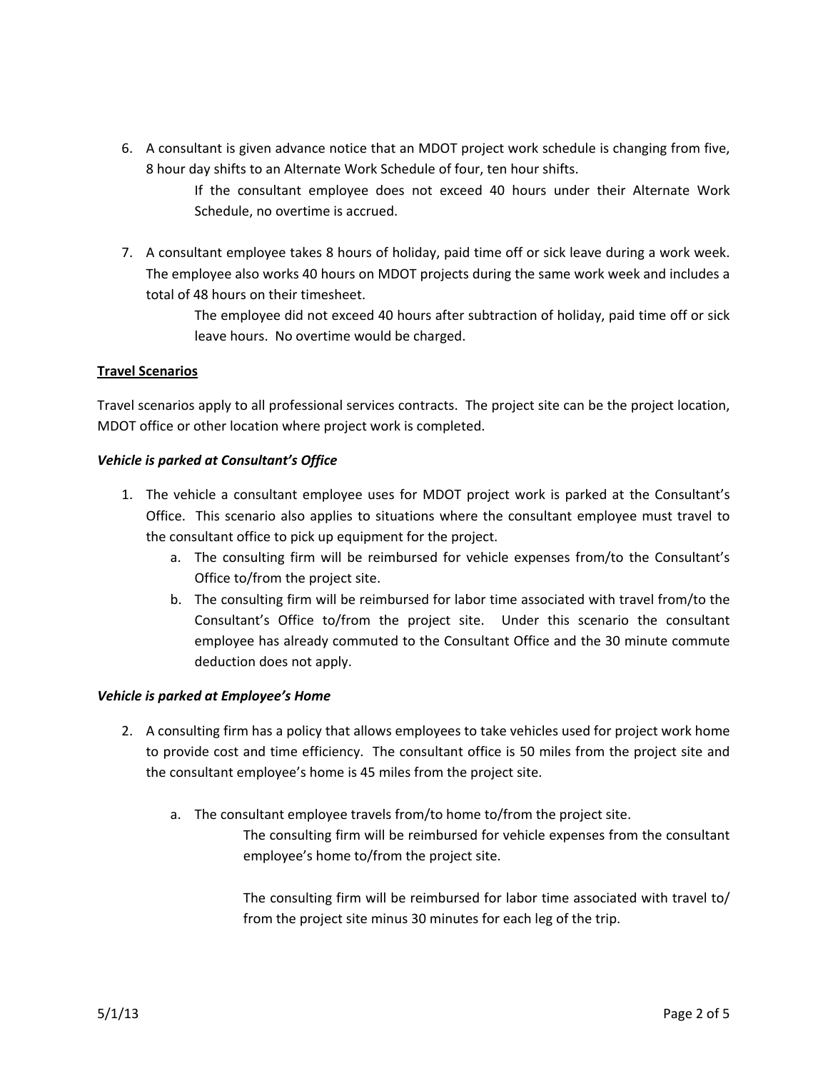6. A consultant is given advance notice that an MDOT project work schedule is changing from five, 8 hour day shifts to an Alternate Work Schedule of four, ten hour shifts.

   If the consultant employee does not exceed 40 hours under their Alternate Work Schedule, no overtime is accrued.

7. A consultant employee takes 8 hours of holiday, paid time off or sick leave during a work week. The employee also works 40 hours on MDOT projects during the same work week and includes a total of 48 hours on their timesheet.

   The employee did not exceed 40 hours after subtraction of holiday, paid time off or sick leave hours. No overtime would be charged.

**Travel Scenarios**

Travel scenarios apply to all professional services contracts. The project site can be the project location, MDOT office or other location where project work is completed.

***Vehicle is parked at Consultant's Office***

1. The vehicle a consultant employee uses for MDOT project work is parked at the Consultant's Office. This scenario also applies to situations where the consultant employee must travel to the consultant office to pick up equipment for the project.
   a. The consulting firm will be reimbursed for vehicle expenses from/to the Consultant's Office to/from the project site.
   b. The consulting firm will be reimbursed for labor time associated with travel from/to the Consultant's Office to/from the project site. Under this scenario the consultant employee has already commuted to the Consultant Office and the 30 minute commute deduction does not apply.

***Vehicle is parked at Employee's Home***

2. A consulting firm has a policy that allows employees to take vehicles used for project work home to provide cost and time efficiency. The consultant office is 50 miles from the project site and the consultant employee's home is 45 miles from the project site.

   a. The consultant employee travels from/to home to/from the project site.

      The consulting firm will be reimbursed for vehicle expenses from the consultant employee's home to/from the project site.

      The consulting firm will be reimbursed for labor time associated with travel to/ from the project site minus 30 minutes for each leg of the trip.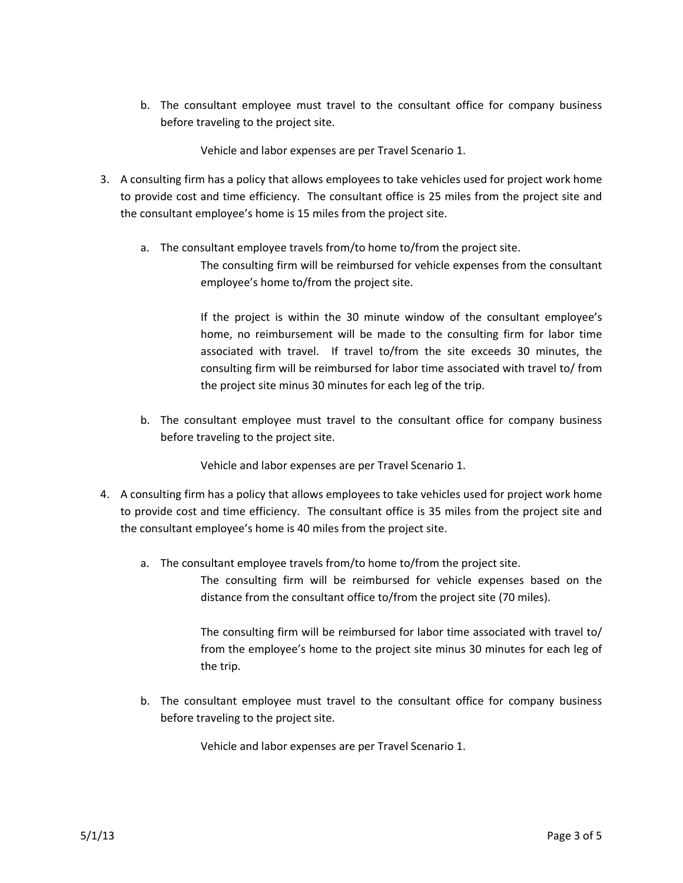b. The consultant employee must travel to the consultant office for company business before traveling to the project site.

   Vehicle and labor expenses are per Travel Scenario 1.

3. A consulting firm has a policy that allows employees to take vehicles used for project work home to provide cost and time efficiency. The consultant office is 25 miles from the project site and the consultant employee's home is 15 miles from the project site.

   a. The consultant employee travels from/to home to/from the project site.

      The consulting firm will be reimbursed for vehicle expenses from the consultant employee's home to/from the project site.

      If the project is within the 30 minute window of the consultant employee's home, no reimbursement will be made to the consulting firm for labor time associated with travel. If travel to/from the site exceeds 30 minutes, the consulting firm will be reimbursed for labor time associated with travel to/ from the project site minus 30 minutes for each leg of the trip.

   b. The consultant employee must travel to the consultant office for company business before traveling to the project site.

      Vehicle and labor expenses are per Travel Scenario 1.

4. A consulting firm has a policy that allows employees to take vehicles used for project work home to provide cost and time efficiency. The consultant office is 35 miles from the project site and the consultant employee's home is 40 miles from the project site.

   a. The consultant employee travels from/to home to/from the project site.

      The consulting firm will be reimbursed for vehicle expenses based on the distance from the consultant office to/from the project site (70 miles).

      The consulting firm will be reimbursed for labor time associated with travel to/ from the employee's home to the project site minus 30 minutes for each leg of the trip.

   b. The consultant employee must travel to the consultant office for company business before traveling to the project site.

      Vehicle and labor expenses are per Travel Scenario 1.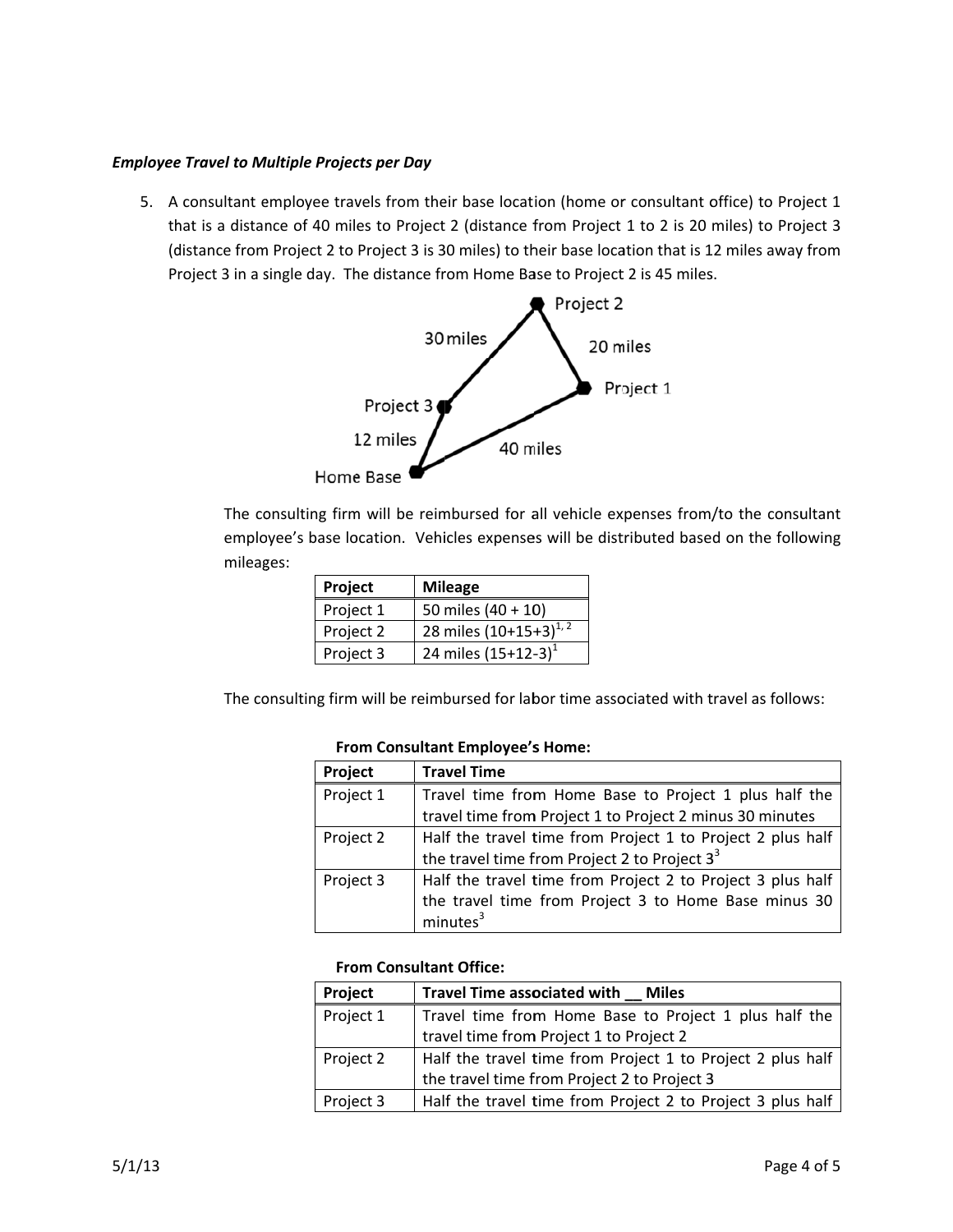***Employee Travel to Multiple Projects per Day***

5. A consultant employee travels from their base location (home or consultant office) to Project 1 that is a distance of 40 miles to Project 2 (distance from Project 1 to 2 is 20 miles) to Project 3 (distance from Project 2 to Project 3 is 30 miles) to their base location that is 12 miles away from Project 3 in a single day. The distance from Home Base to Project 2 is 45 miles.

   The consulting firm will be reimbursed for all vehicle expenses from/to the consultant employee's base location. Vehicles expenses will be distributed based on the following mileages:

   | Project | Mileage |
   | --- | --- |
   | Project 1 | 50 miles (40 + 10) |
   | Project 2 | 28 miles (10+15+3)[1, 2] |
   | Project 3 | 24 miles (15+12-3)[1] |

   The consulting firm will be reimbursed for labor time associated with travel as follows:

   **From Consultant Employee's Home:**

   | Project | Travel Time |
   | --- | --- |
   | Project 1 | Travel time from Home Base to Project 1 plus half the travel time from Project 1 to Project 2 minus 30 minutes |
   | Project 2 | Half the travel time from Project 1 to Project 2 plus half the travel time from Project 2 to Project 3[3] |
   | Project 3 | Half the travel time from Project 2 to Project 3 plus half the travel time from Project 3 to Home Base minus 30 minutes[3] |

   **From Consultant Office:**

   | Project | Travel Time associated with __ Miles |
   | --- | --- |
   | Project 1 | Travel time from Home Base to Project 1 plus half the travel time from Project 1 to Project 2 |
   | Project 2 | Half the travel time from Project 1 to Project 2 plus half the travel time from Project 2 to Project 3 |
   | Project 3 | Half the travel time from Project 2 to Project 3 plus half |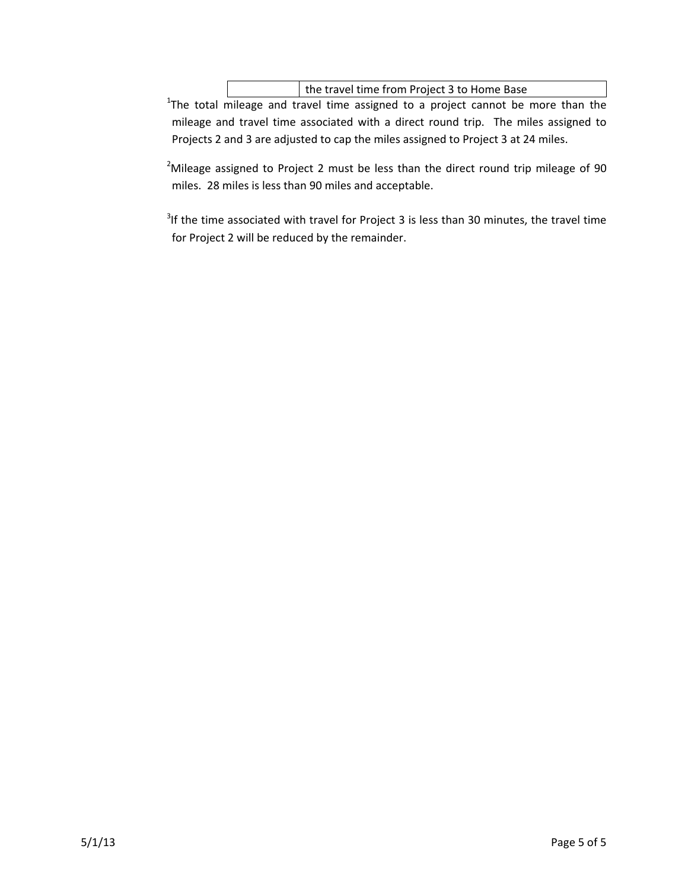| | |
|---|---|
| | the travel time from Project 3 to Home Base |

[1]The total mileage and travel time assigned to a project cannot be more than the mileage and travel time associated with a direct round trip. The miles assigned to Projects 2 and 3 are adjusted to cap the miles assigned to Project 3 at 24 miles.

[2]Mileage assigned to Project 2 must be less than the direct round trip mileage of 90 miles. 28 miles is less than 90 miles and acceptable.

[3]If the time associated with travel for Project 3 is less than 30 minutes, the travel time for Project 2 will be reduced by the remainder.